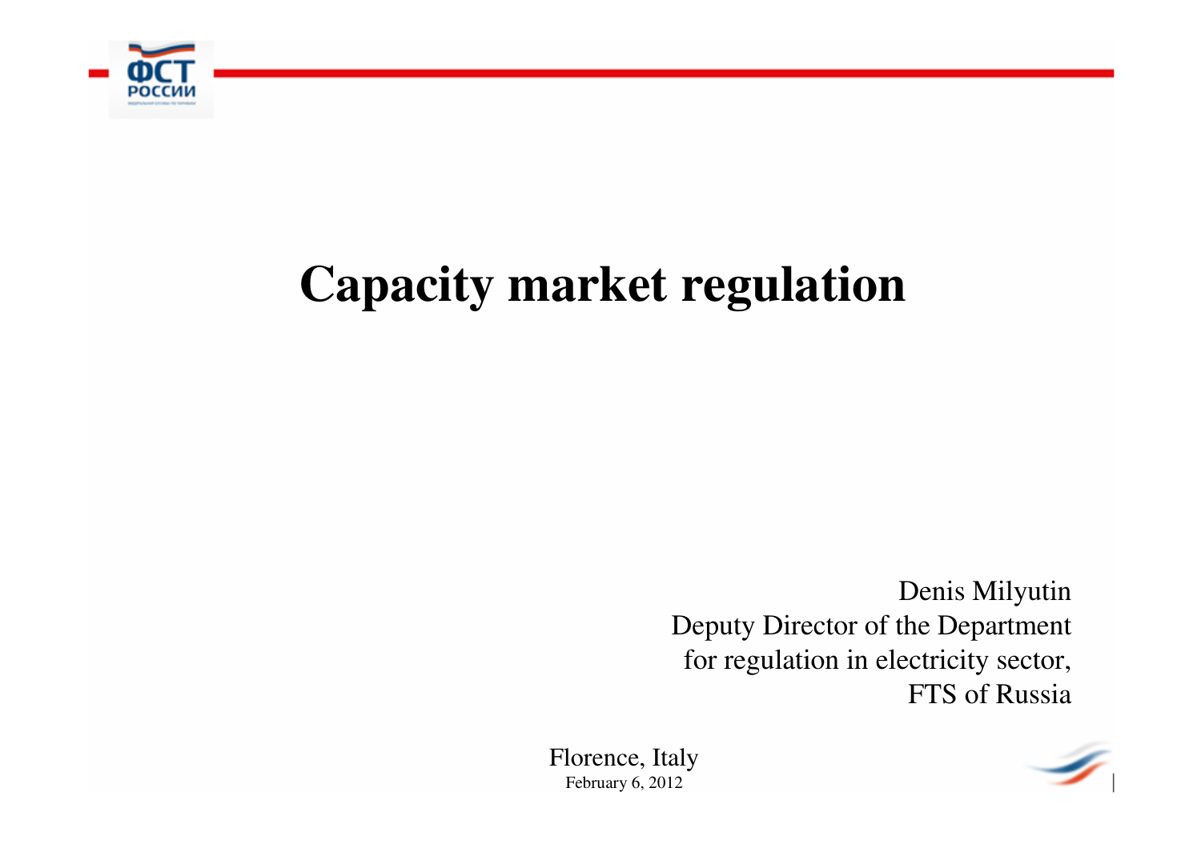# Capacity market regulation

Denis Milyutin
Deputy Director of the Department
for regulation in electricity sector,
FTS of Russia

Florence, Italy
February 6, 2012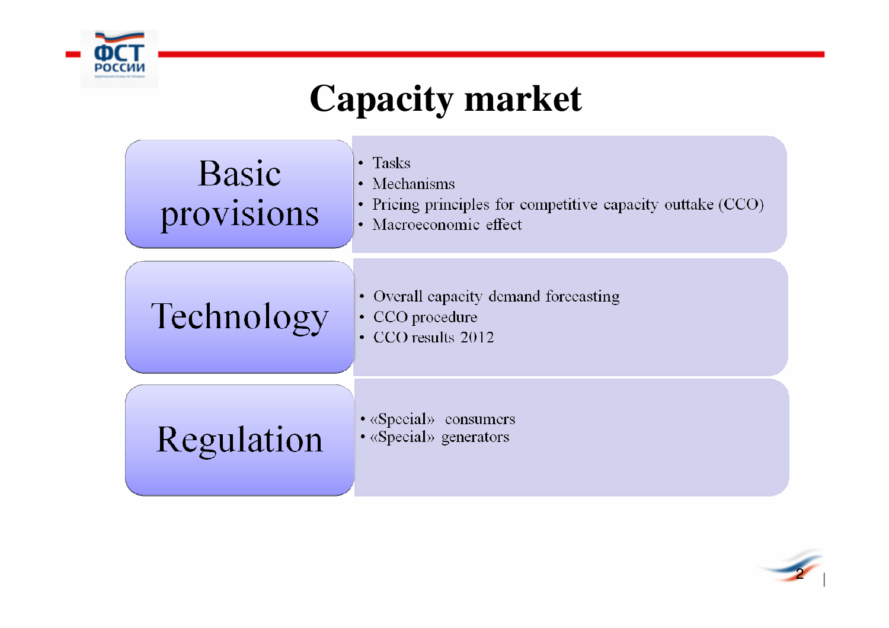# Capacity market

## Basic provisions

- Tasks
- Mechanisms
- Pricing principles for competitive capacity outtake (CCO)
- Macroeconomic effect

## Technology

- Overall capacity demand forecasting
- CCO procedure
- CCO results 2012

## Regulation

- «Special» consumers
- «Special» generators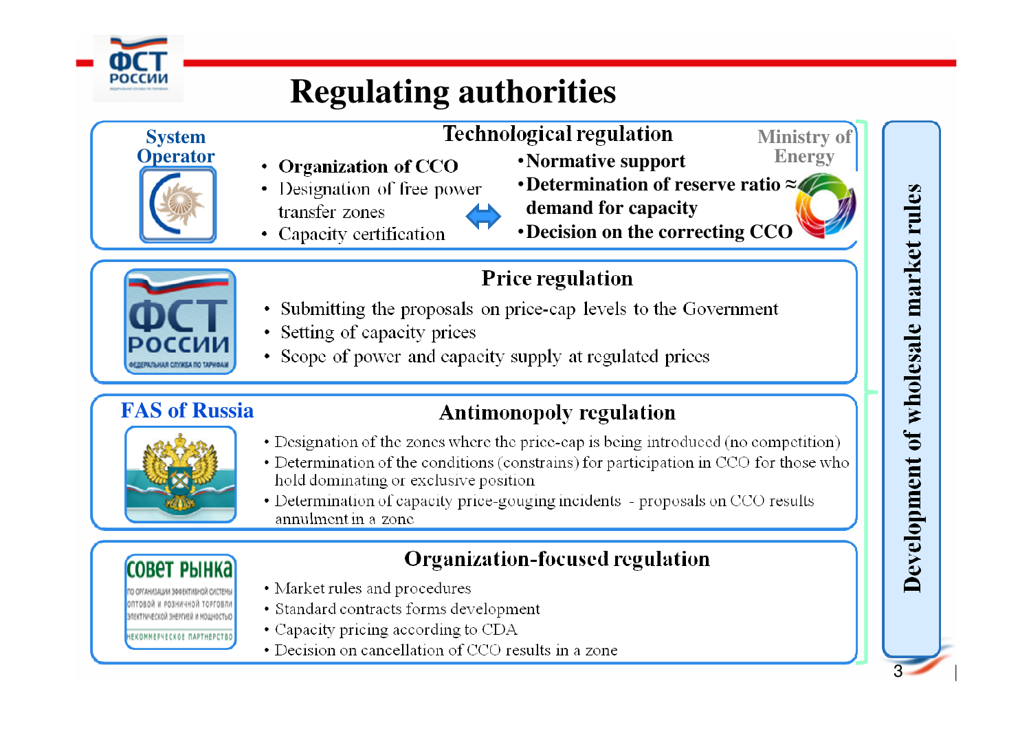# Regulating authorities

## Technological regulation

**System Operator**

- **Organization of CCO**
- Designation of free power transfer zones
- Capacity certification

**Ministry of Energy**

- **Normative support**
- **Determination of reserve ratio ≈ demand for capacity**
- **Decision on the correcting CCO**

## Price regulation

**ФСТ России** (Федеральная служба по тарифам)

- Submitting the proposals on price-cap levels to the Government
- Setting of capacity prices
- Scope of power and capacity supply at regulated prices

## Antimonopoly regulation

**FAS of Russia**

- Designation of the zones where the price-cap is being introduced (no competition)
- Determination of the conditions (constrains) for participation in CCO for those who hold dominating or exclusive position
- Determination of capacity price-gouging incidents - proposals on CCO results annulment in a zone

## Organization-focused regulation

**Совет Рынка** (по организации эффективной системы оптовой и розничной торговли электрической энергией и мощностью; некоммерческое партнерство)

- Market rules and procedures
- Standard contracts forms development
- Capacity pricing according to CDA
- Decision on cancellation of CCO results in a zone

**Development of wholesale market rules**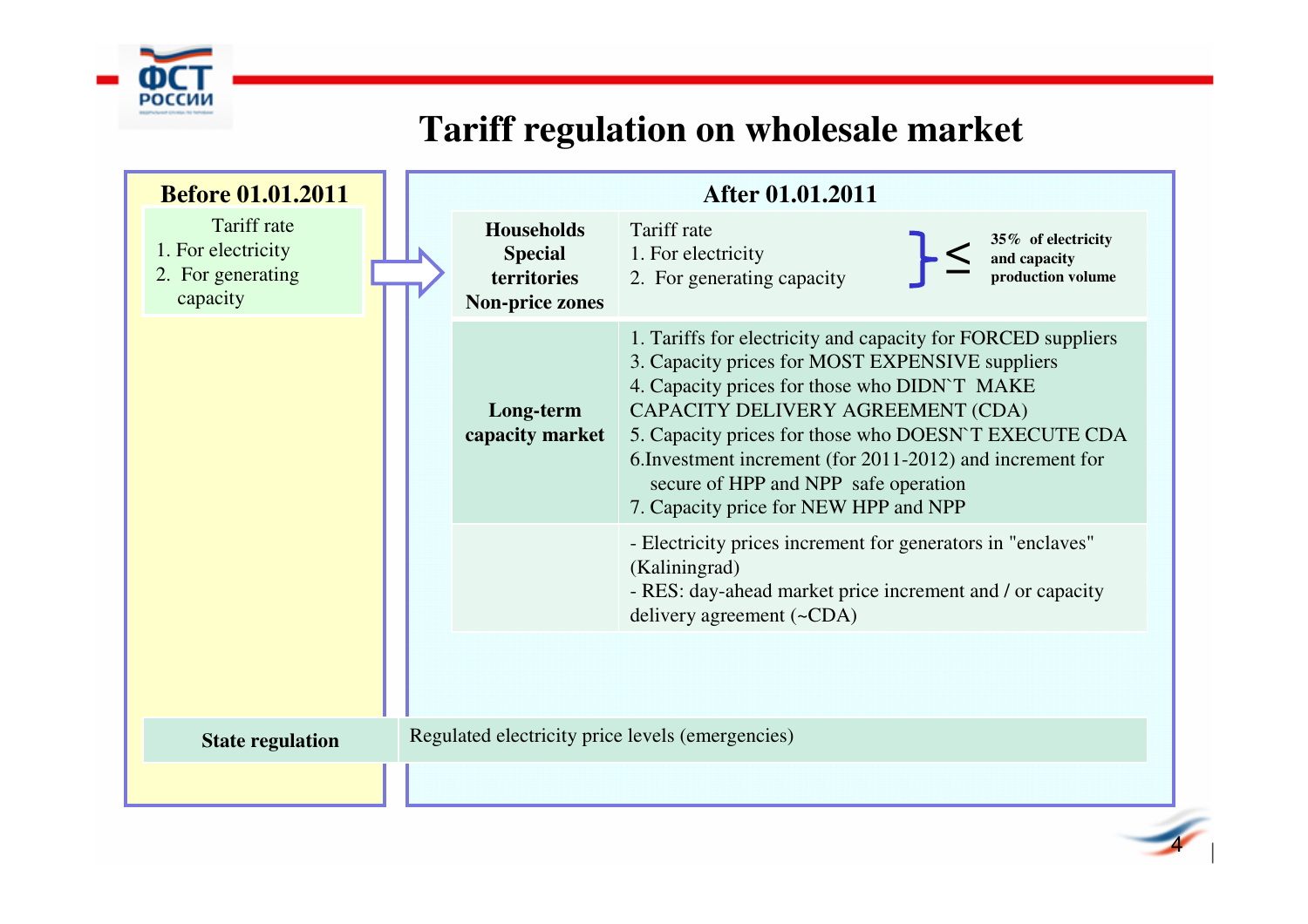# Tariff regulation on wholesale market

## Before 01.01.2011

Tariff rate

1. For electricity
2. For generating capacity

## After 01.01.2011

| | |
|---|---|
| **Households Special territories Non-price zones** | Tariff rate<br>1. For electricity<br>2. For generating capacity<br>≤ **35% of electricity and capacity production volume** |
| **Long-term capacity market** | 1. Tariffs for electricity and capacity for FORCED suppliers<br>3. Capacity prices for MOST EXPENSIVE suppliers<br>4. Capacity prices for those who DIDN`T MAKE CAPACITY DELIVERY AGREEMENT (CDA)<br>5. Capacity prices for those who DOESN`T EXECUTE CDA<br>6.Investment increment (for 2011-2012) and increment for secure of HPP and NPP safe operation<br>7. Capacity price for NEW HPP and NPP |
| | - Electricity prices increment for generators in "enclaves" (Kaliningrad)<br>- RES: day-ahead market price increment and / or capacity delivery agreement (~CDA) |

| | |
|---|---|
| **State regulation** | Regulated electricity price levels (emergencies) |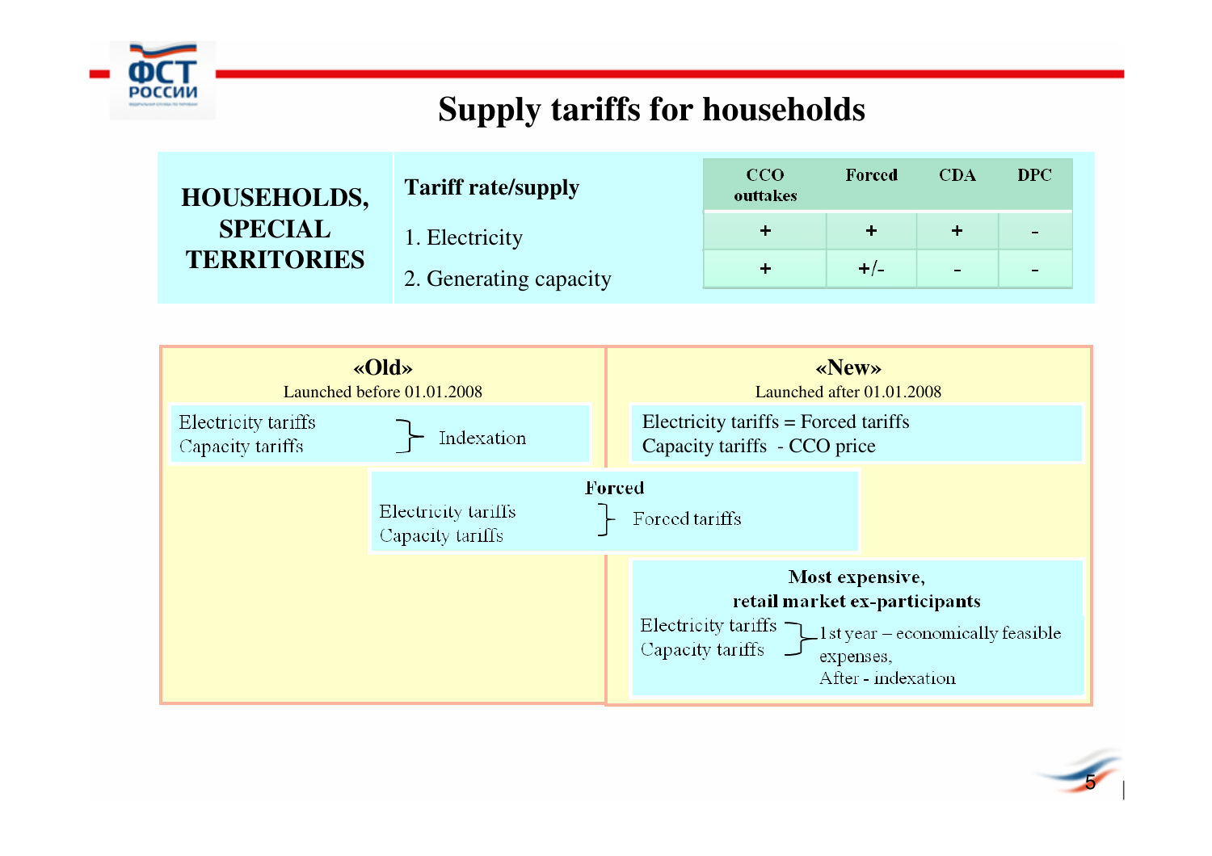# Supply tariffs for households

| HOUSEHOLDS, SPECIAL TERRITORIES | Tariff rate/supply | CCO outtakes | Forced | CDA | DPC |
|---|---|---|---|---|---|
| | 1. Electricity | + | + | + | - |
| | 2. Generating capacity | + | +/- | - | - |

**«Old»**
Launched before 01.01.2008

Electricity tariffs
Capacity tariffs
} Indexation

**«New»**
Launched after 01.01.2008

Electricity tariffs = Forced tariffs
Capacity tariffs - CCO price

**Forced**

Electricity tariffs
Capacity tariffs
} Forced tariffs

**Most expensive, retail market ex-participants**

Electricity tariffs
Capacity tariffs
} 1st year – economically feasible expenses,
After - indexation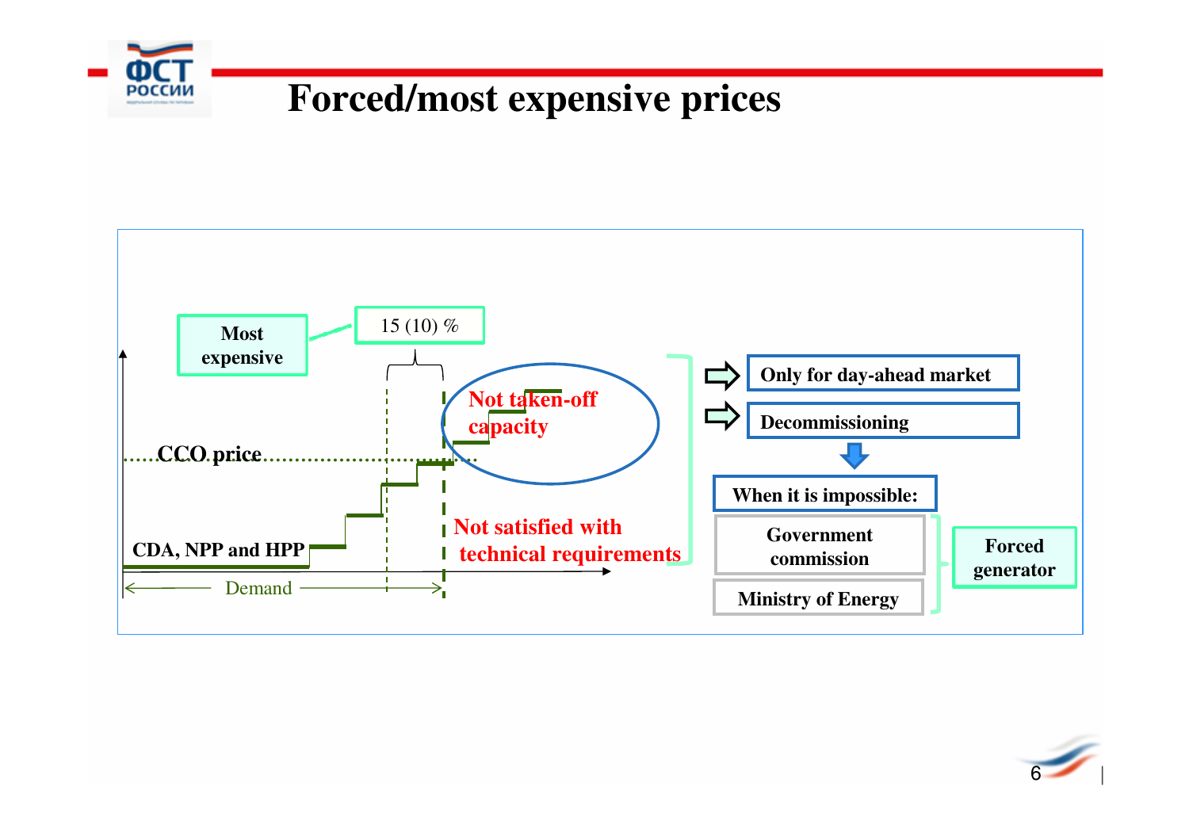# Forced/most expensive prices

Most expensive

15 (10) %

CCO price

CDA, NPP and HPP

Demand

Not taken-off capacity

Not satisfied with technical requirements

- Only for day-ahead market
- Decommissioning

When it is impossible:

- Government commission
- Ministry of Energy

Forced generator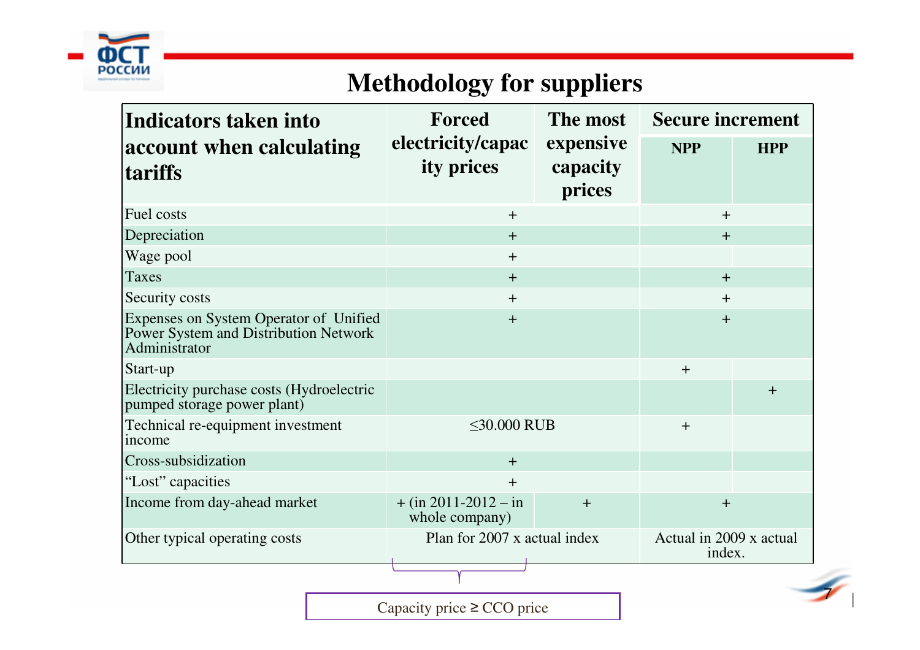## Methodology for suppliers

| Indicators taken into account when calculating tariffs | Forced electricity/capacity prices | The most expensive capacity prices | Secure increment | |
|---|---|---|---|---|
| | | | NPP | HPP |
| Fuel costs | + | | + | |
| Depreciation | + | | + | |
| Wage pool | + | | | |
| Taxes | + | | + | |
| Security costs | + | | + | |
| Expenses on System Operator of Unified Power System and Distribution Network Administrator | + | | + | |
| Start-up | | | + | |
| Electricity purchase costs (Hydroelectric pumped storage power plant) | | | | + |
| Technical re-equipment investment income | ≤30.000 RUB | | + | |
| Cross-subsidization | + | | | |
| “Lost” capacities | + | | | |
| Income from day-ahead market | + (in 2011-2012 – in whole company) | + | + | |
| Other typical operating costs | Plan for 2007 x actual index | | Actual in 2009 x actual index. | |

Capacity price ≥ CCO price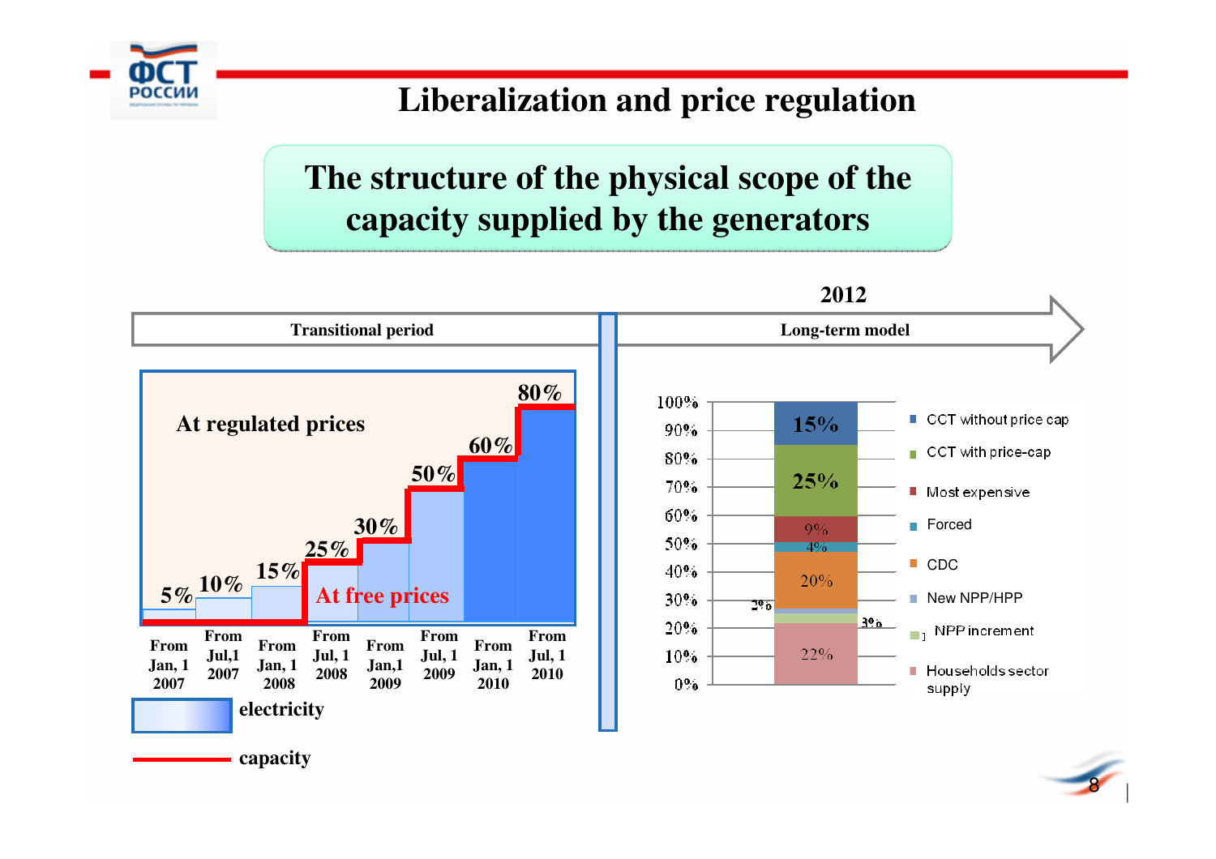# Liberalization and price regulation

## The structure of the physical scope of the capacity supplied by the generators

**Transitional period** → **2012** **Long-term model**

**At regulated prices**

**At free prices**

| From Jan, 1 2007 | From Jul,1 2007 | From Jan, 1 2008 | From Jul, 1 2008 | From Jan,1 2009 | From Jul, 1 2009 | From Jan, 1 2010 | From Jul, 1 2010 |
|---|---|---|---|---|---|---|---|
| 5% | 10% | 15% | 25% | 30% | 50% | 60% | 80% |

electricity

capacity

| Long-term model (2012) | Share |
|---|---|
| CCT without price cap | 15% |
| CCT with price-cap | 25% |
| Most expensive | 9% |
| Forced | 4% |
| CDC | 20% |
| New NPP/HPP | 2% |
| NPP increment | 3% |
| Households sector supply | 22% |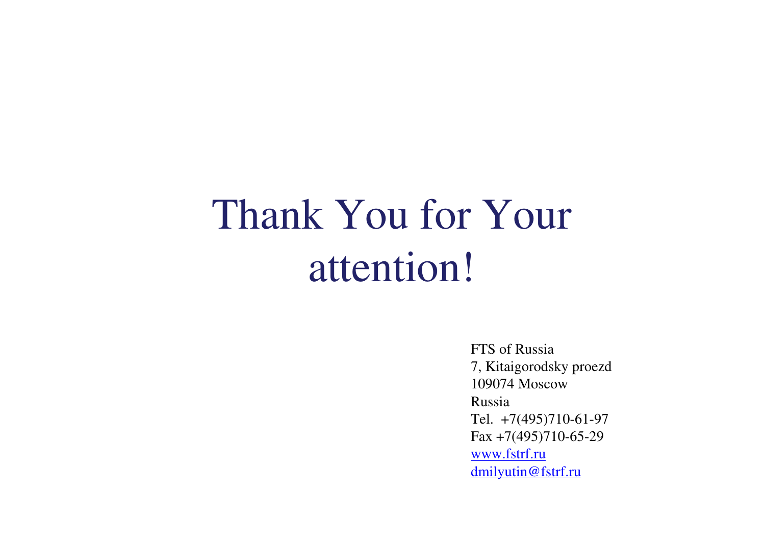# Thank You for Your attention!

FTS of Russia  
7, Kitaigorodsky proezd  
109074 Moscow  
Russia  
Tel. +7(495)710-61-97  
Fax +7(495)710-65-29  
www.fstrf.ru  
dmilyutin@fstrf.ru